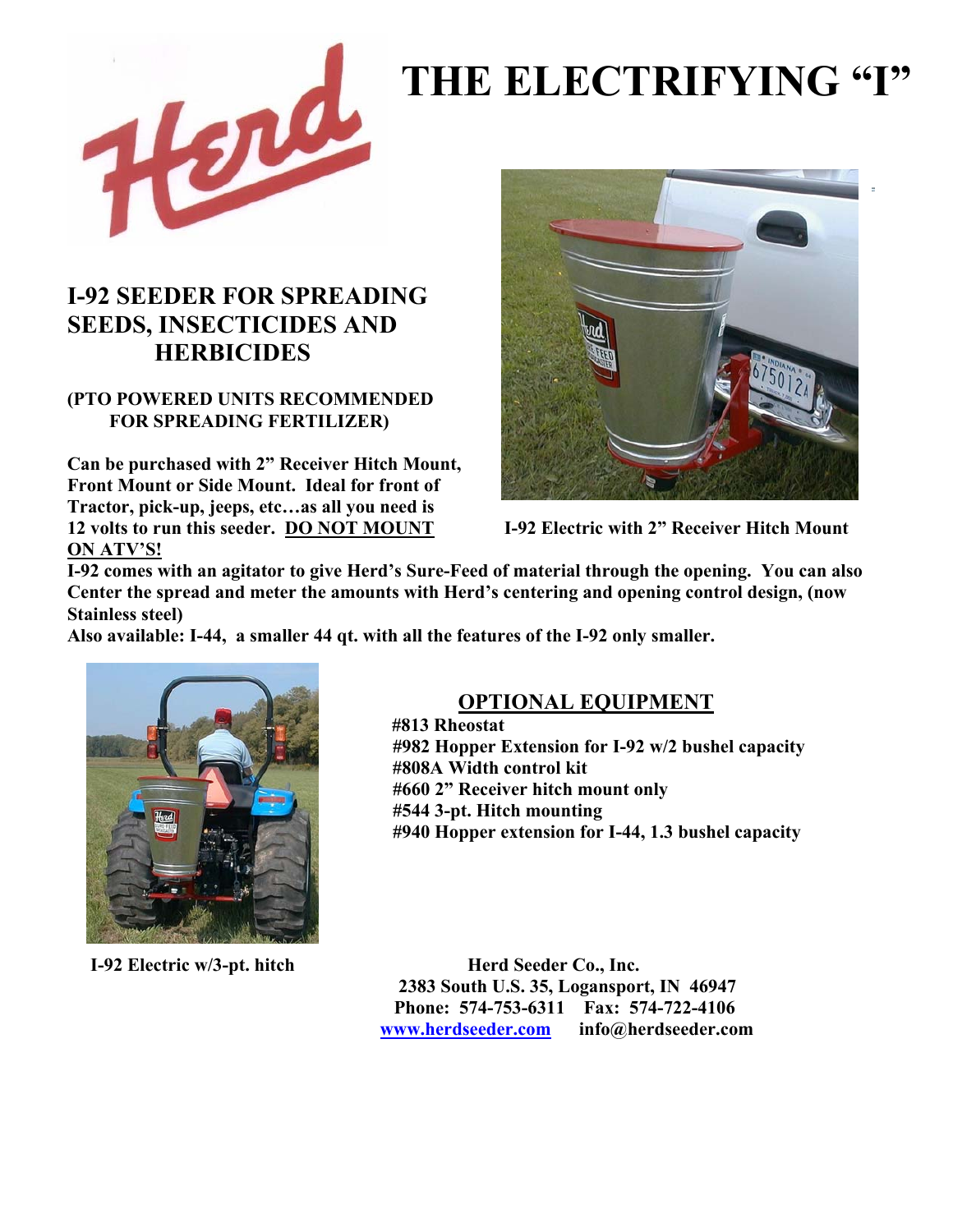# THE ELECTRIFYING "I"

## I-92 SEEDER FOR SPREADING SEEDS, INSECTICIDES AND HERBICIDES

**(PTO POWERED UNITS RECOMMENDED FOR SPREADING FERTILIZER)**

**Can be purchased with 2" Receiver Hitch Mount, Front Mount or Side Mount. Ideal for front of Tractor, pick-up, jeeps, etc…as all you need is 12 volts to run this seeder. DO NOT MOUNT ON ATV'S!**

**I-92 Electric with 2" Receiver Hitch Mount**

**I-92 comes with an agitator to give Herd's Sure-Feed of material through the opening. You can also Center the spread and meter the amounts with Herd's centering and opening control design, (now Stainless steel)**

**Also available: I-44, a smaller 44 qt. with all the features of the I-92 only smaller.**

### OPTIONAL EQUIPMENT

**#813 Rheostat**
**#982 Hopper Extension for I-92 w/2 bushel capacity**
**#808A Width control kit**
**#660 2" Receiver hitch mount only**
**#544 3-pt. Hitch mounting**
**#940 Hopper extension for I-44, 1.3 bushel capacity**

**I-92 Electric w/3-pt. hitch**

**Herd Seeder Co., Inc.**
**2383 South U.S. 35, Logansport, IN 46947**
**Phone: 574-753-6311 Fax: 574-722-4106**
**www.herdseeder.com info@herdseeder.com**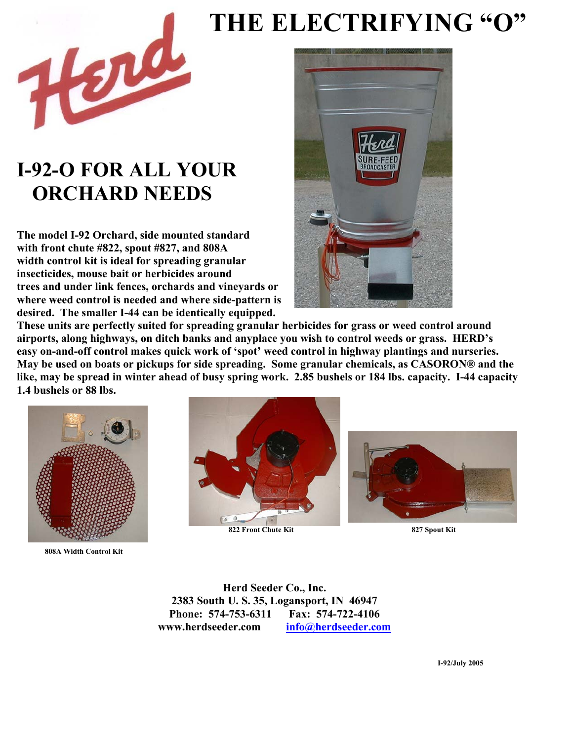# THE ELECTRIFYING "O"

## I-92-O FOR ALL YOUR ORCHARD NEEDS

**The model I-92 Orchard, side mounted standard with front chute #822, spout #827, and 808A width control kit is ideal for spreading granular insecticides, mouse bait or herbicides around trees and under link fences, orchards and vineyards or where weed control is needed and where side-pattern is desired. The smaller I-44 can be identically equipped. These units are perfectly suited for spreading granular herbicides for grass or weed control around airports, along highways, on ditch banks and anyplace you wish to control weeds or grass. HERD's easy on-and-off control makes quick work of 'spot' weed control in highway plantings and nurseries. May be used on boats or pickups for side spreading. Some granular chemicals, as CASORON® and the like, may be spread in winter ahead of busy spring work. 2.85 bushels or 184 lbs. capacity. I-44 capacity 1.4 bushels or 88 lbs.**

**808A Width Control Kit**

**822 Front Chute Kit**

**827 Spout Kit**

**Herd Seeder Co., Inc.**
**2383 South U. S. 35, Logansport, IN 46947**
**Phone: 574-753-6311 Fax: 574-722-4106**
**www.herdseeder.com info@herdseeder.com**

**I-92/July 2005**